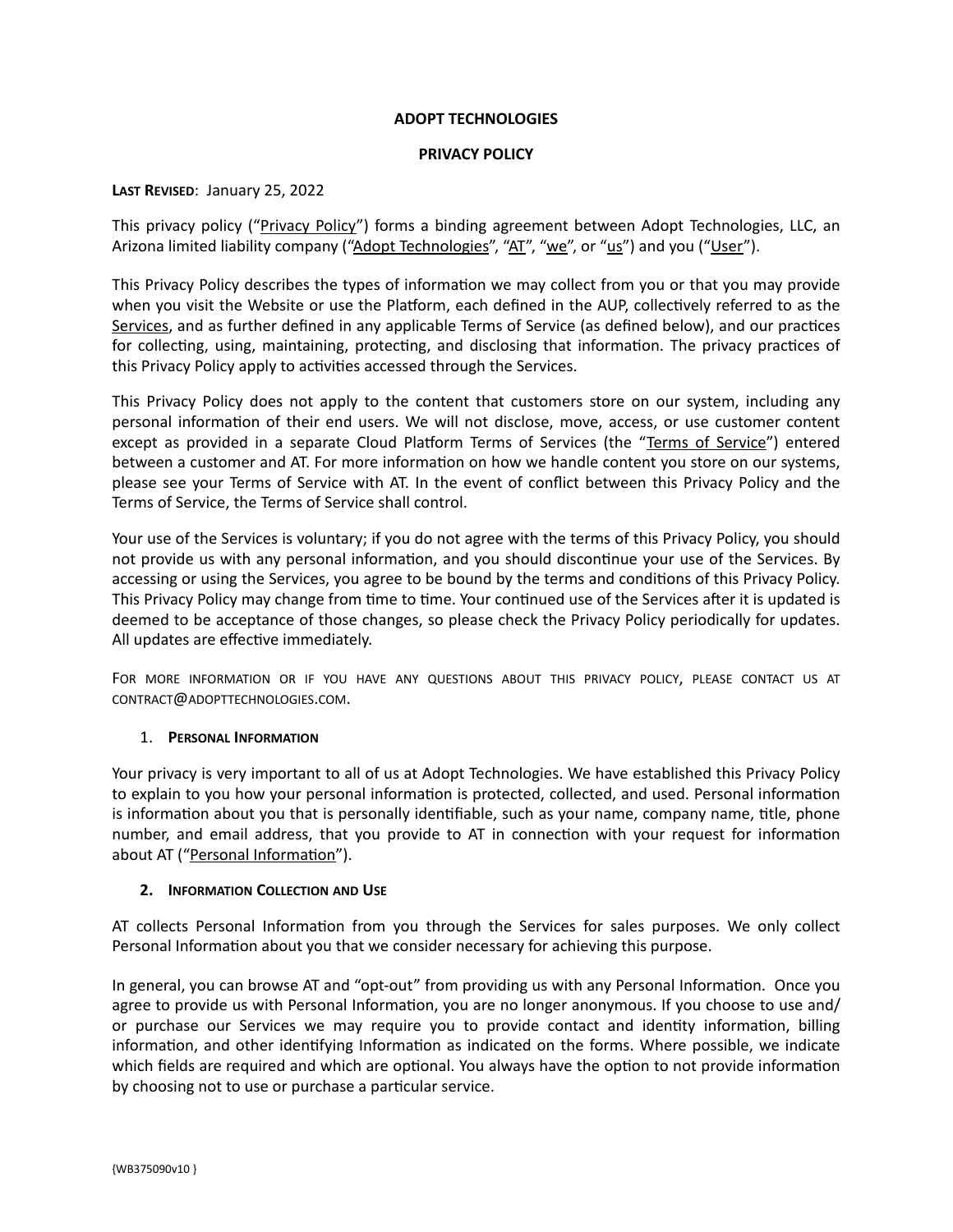**ADOPT TECHNOLOGIES**

**PRIVACY POLICY**

**Last Revised**: January 25, 2022

This privacy policy ("Privacy Policy") forms a binding agreement between Adopt Technologies, LLC, an Arizona limited liability company ("Adopt Technologies", "AT", "we", or "us") and you ("User").

This Privacy Policy describes the types of information we may collect from you or that you may provide when you visit the Website or use the Platform, each defined in the AUP, collectively referred to as the Services, and as further defined in any applicable Terms of Service (as defined below), and our practices for collecting, using, maintaining, protecting, and disclosing that information. The privacy practices of this Privacy Policy apply to activities accessed through the Services.

This Privacy Policy does not apply to the content that customers store on our system, including any personal information of their end users. We will not disclose, move, access, or use customer content except as provided in a separate Cloud Platform Terms of Services (the "Terms of Service") entered between a customer and AT. For more information on how we handle content you store on our systems, please see your Terms of Service with AT. In the event of conflict between this Privacy Policy and the Terms of Service, the Terms of Service shall control.

Your use of the Services is voluntary; if you do not agree with the terms of this Privacy Policy, you should not provide us with any personal information, and you should discontinue your use of the Services. By accessing or using the Services, you agree to be bound by the terms and conditions of this Privacy Policy. This Privacy Policy may change from time to time. Your continued use of the Services after it is updated is deemed to be acceptance of those changes, so please check the Privacy Policy periodically for updates. All updates are effective immediately.

For more information or if you have any questions about this privacy policy, please contact us at contract@adopttechnologies.com.

## 1. Personal Information

Your privacy is very important to all of us at Adopt Technologies. We have established this Privacy Policy to explain to you how your personal information is protected, collected, and used. Personal information is information about you that is personally identifiable, such as your name, company name, title, phone number, and email address, that you provide to AT in connection with your request for information about AT ("Personal Information").

## 2. Information Collection and Use

AT collects Personal Information from you through the Services for sales purposes. We only collect Personal Information about you that we consider necessary for achieving this purpose.

In general, you can browse AT and "opt-out" from providing us with any Personal Information. Once you agree to provide us with Personal Information, you are no longer anonymous. If you choose to use and/or purchase our Services we may require you to provide contact and identity information, billing information, and other identifying Information as indicated on the forms. Where possible, we indicate which fields are required and which are optional. You always have the option to not provide information by choosing not to use or purchase a particular service.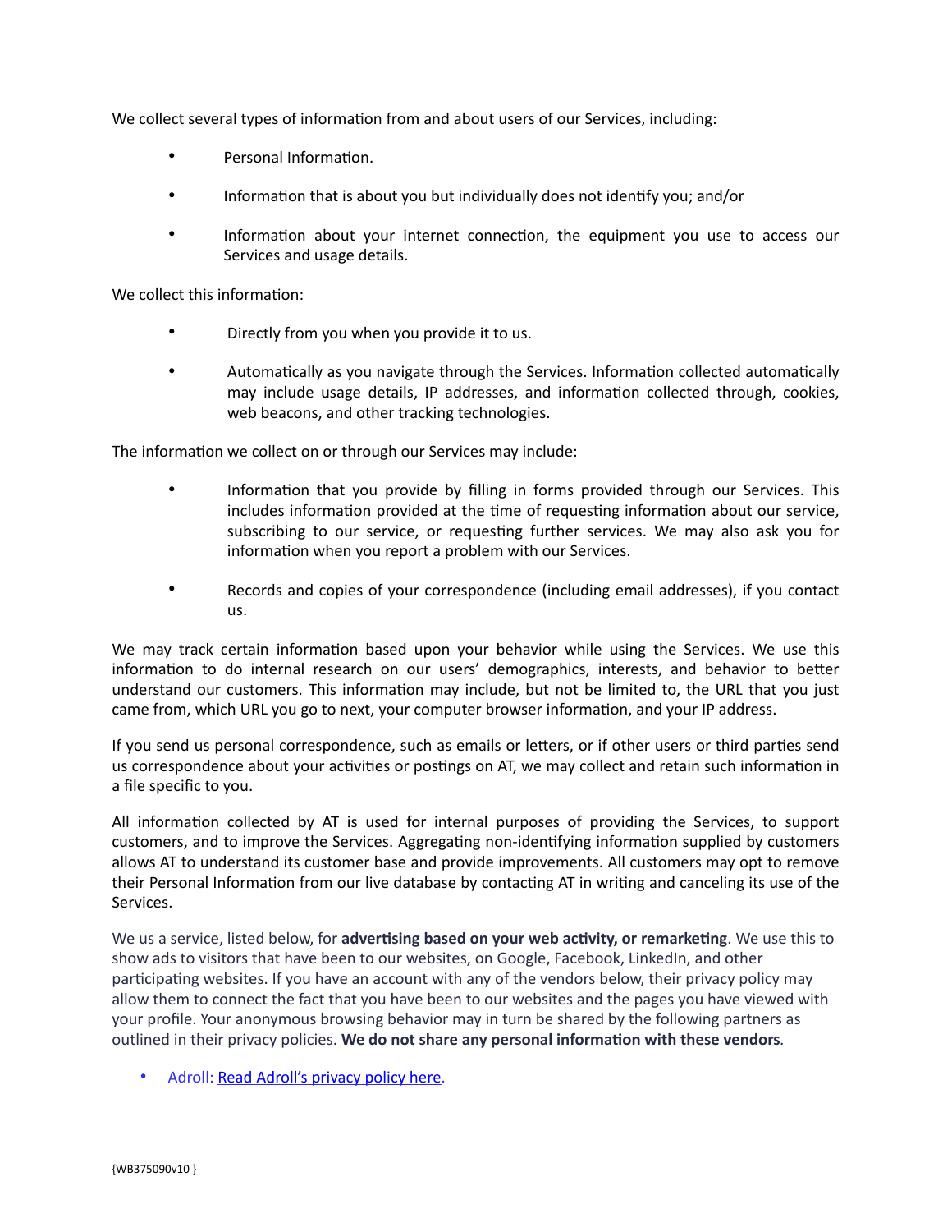We collect several types of information from and about users of our Services, including:

- Personal Information.
- Information that is about you but individually does not identify you; and/or
- Information about your internet connection, the equipment you use to access our Services and usage details.

We collect this information:

- Directly from you when you provide it to us.
- Automatically as you navigate through the Services. Information collected automatically may include usage details, IP addresses, and information collected through, cookies, web beacons, and other tracking technologies.

The information we collect on or through our Services may include:

- Information that you provide by filling in forms provided through our Services. This includes information provided at the time of requesting information about our service, subscribing to our service, or requesting further services. We may also ask you for information when you report a problem with our Services.
- Records and copies of your correspondence (including email addresses), if you contact us.

We may track certain information based upon your behavior while using the Services. We use this information to do internal research on our users' demographics, interests, and behavior to better understand our customers. This information may include, but not be limited to, the URL that you just came from, which URL you go to next, your computer browser information, and your IP address.

If you send us personal correspondence, such as emails or letters, or if other users or third parties send us correspondence about your activities or postings on AT, we may collect and retain such information in a file specific to you.

All information collected by AT is used for internal purposes of providing the Services, to support customers, and to improve the Services. Aggregating non-identifying information supplied by customers allows AT to understand its customer base and provide improvements. All customers may opt to remove their Personal Information from our live database by contacting AT in writing and canceling its use of the Services.

We us a service, listed below, for **advertising based on your web activity, or remarketing**. We use this to show ads to visitors that have been to our websites, on Google, Facebook, LinkedIn, and other participating websites. If you have an account with any of the vendors below, their privacy policy may allow them to connect the fact that you have been to our websites and the pages you have viewed with your profile. Your anonymous browsing behavior may in turn be shared by the following partners as outlined in their privacy policies. **We do not share any personal information with these vendors**.

- Adroll: Read Adroll's privacy policy here.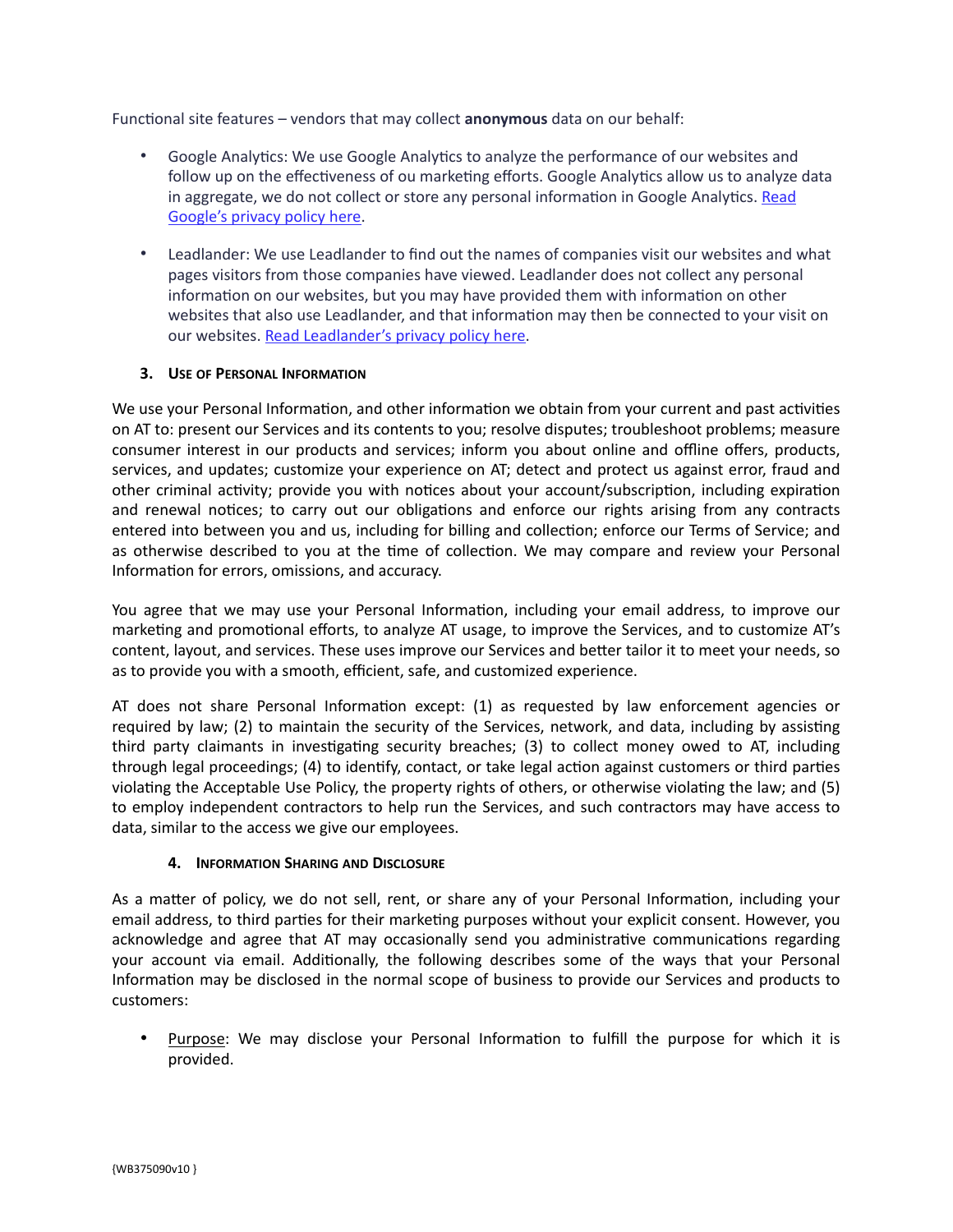Functional site features – vendors that may collect **anonymous** data on our behalf:

- Google Analytics: We use Google Analytics to analyze the performance of our websites and follow up on the effectiveness of ou marketing efforts. Google Analytics allow us to analyze data in aggregate, we do not collect or store any personal information in Google Analytics. [Read Google's privacy policy here].

- Leadlander: We use Leadlander to find out the names of companies visit our websites and what pages visitors from those companies have viewed. Leadlander does not collect any personal information on our websites, but you may have provided them with information on other websites that also use Leadlander, and that information may then be connected to your visit on our websites. [Read Leadlander's privacy policy here].

### 3. Use of Personal Information

We use your Personal Information, and other information we obtain from your current and past activities on AT to: present our Services and its contents to you; resolve disputes; troubleshoot problems; measure consumer interest in our products and services; inform you about online and offline offers, products, services, and updates; customize your experience on AT; detect and protect us against error, fraud and other criminal activity; provide you with notices about your account/subscription, including expiration and renewal notices; to carry out our obligations and enforce our rights arising from any contracts entered into between you and us, including for billing and collection; enforce our Terms of Service; and as otherwise described to you at the time of collection. We may compare and review your Personal Information for errors, omissions, and accuracy.

You agree that we may use your Personal Information, including your email address, to improve our marketing and promotional efforts, to analyze AT usage, to improve the Services, and to customize AT's content, layout, and services. These uses improve our Services and better tailor it to meet your needs, so as to provide you with a smooth, efficient, safe, and customized experience.

AT does not share Personal Information except: (1) as requested by law enforcement agencies or required by law; (2) to maintain the security of the Services, network, and data, including by assisting third party claimants in investigating security breaches; (3) to collect money owed to AT, including through legal proceedings; (4) to identify, contact, or take legal action against customers or third parties violating the Acceptable Use Policy, the property rights of others, or otherwise violating the law; and (5) to employ independent contractors to help run the Services, and such contractors may have access to data, similar to the access we give our employees.

### 4. Information Sharing and Disclosure

As a matter of policy, we do not sell, rent, or share any of your Personal Information, including your email address, to third parties for their marketing purposes without your explicit consent. However, you acknowledge and agree that AT may occasionally send you administrative communications regarding your account via email. Additionally, the following describes some of the ways that your Personal Information may be disclosed in the normal scope of business to provide our Services and products to customers:

- Purpose: We may disclose your Personal Information to fulfill the purpose for which it is provided.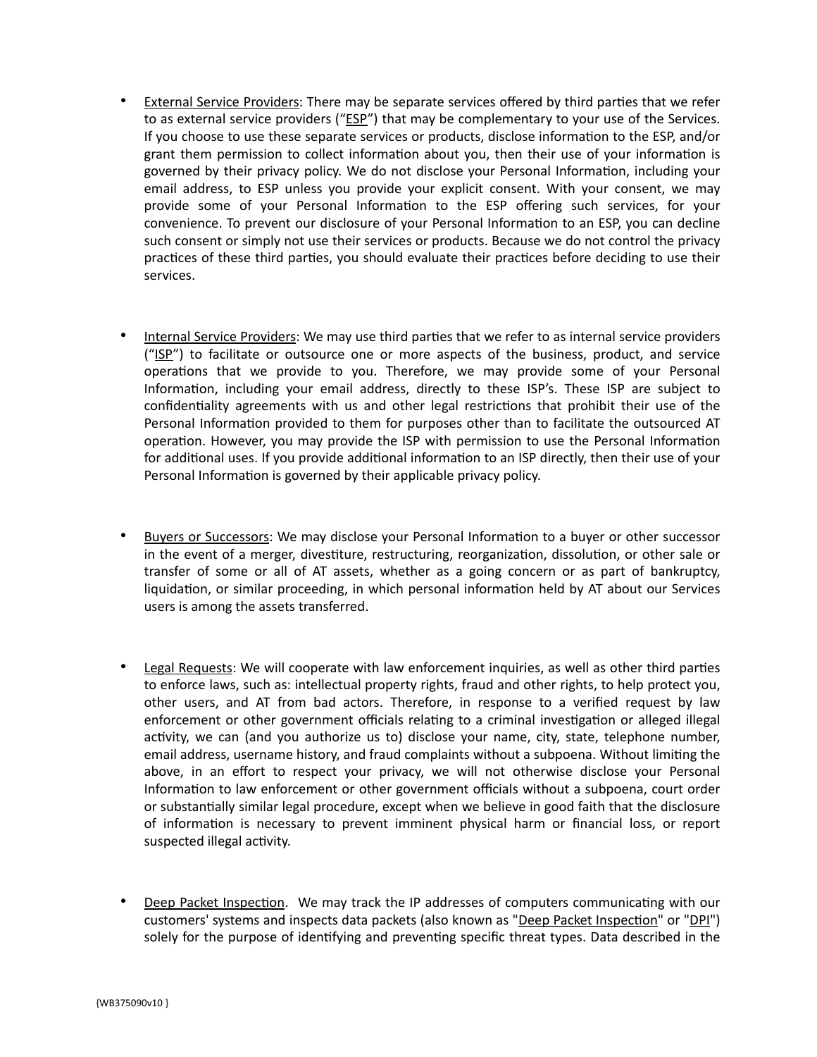- External Service Providers: There may be separate services offered by third parties that we refer to as external service providers ("ESP") that may be complementary to your use of the Services. If you choose to use these separate services or products, disclose information to the ESP, and/or grant them permission to collect information about you, then their use of your information is governed by their privacy policy. We do not disclose your Personal Information, including your email address, to ESP unless you provide your explicit consent. With your consent, we may provide some of your Personal Information to the ESP offering such services, for your convenience. To prevent our disclosure of your Personal Information to an ESP, you can decline such consent or simply not use their services or products. Because we do not control the privacy practices of these third parties, you should evaluate their practices before deciding to use their services.

- Internal Service Providers: We may use third parties that we refer to as internal service providers ("ISP") to facilitate or outsource one or more aspects of the business, product, and service operations that we provide to you. Therefore, we may provide some of your Personal Information, including your email address, directly to these ISP's. These ISP are subject to confidentiality agreements with us and other legal restrictions that prohibit their use of the Personal Information provided to them for purposes other than to facilitate the outsourced AT operation. However, you may provide the ISP with permission to use the Personal Information for additional uses. If you provide additional information to an ISP directly, then their use of your Personal Information is governed by their applicable privacy policy.

- Buyers or Successors: We may disclose your Personal Information to a buyer or other successor in the event of a merger, divestiture, restructuring, reorganization, dissolution, or other sale or transfer of some or all of AT assets, whether as a going concern or as part of bankruptcy, liquidation, or similar proceeding, in which personal information held by AT about our Services users is among the assets transferred.

- Legal Requests: We will cooperate with law enforcement inquiries, as well as other third parties to enforce laws, such as: intellectual property rights, fraud and other rights, to help protect you, other users, and AT from bad actors. Therefore, in response to a verified request by law enforcement or other government officials relating to a criminal investigation or alleged illegal activity, we can (and you authorize us to) disclose your name, city, state, telephone number, email address, username history, and fraud complaints without a subpoena. Without limiting the above, in an effort to respect your privacy, we will not otherwise disclose your Personal Information to law enforcement or other government officials without a subpoena, court order or substantially similar legal procedure, except when we believe in good faith that the disclosure of information is necessary to prevent imminent physical harm or financial loss, or report suspected illegal activity.

- Deep Packet Inspection. We may track the IP addresses of computers communicating with our customers' systems and inspects data packets (also known as "Deep Packet Inspection" or "DPI") solely for the purpose of identifying and preventing specific threat types. Data described in the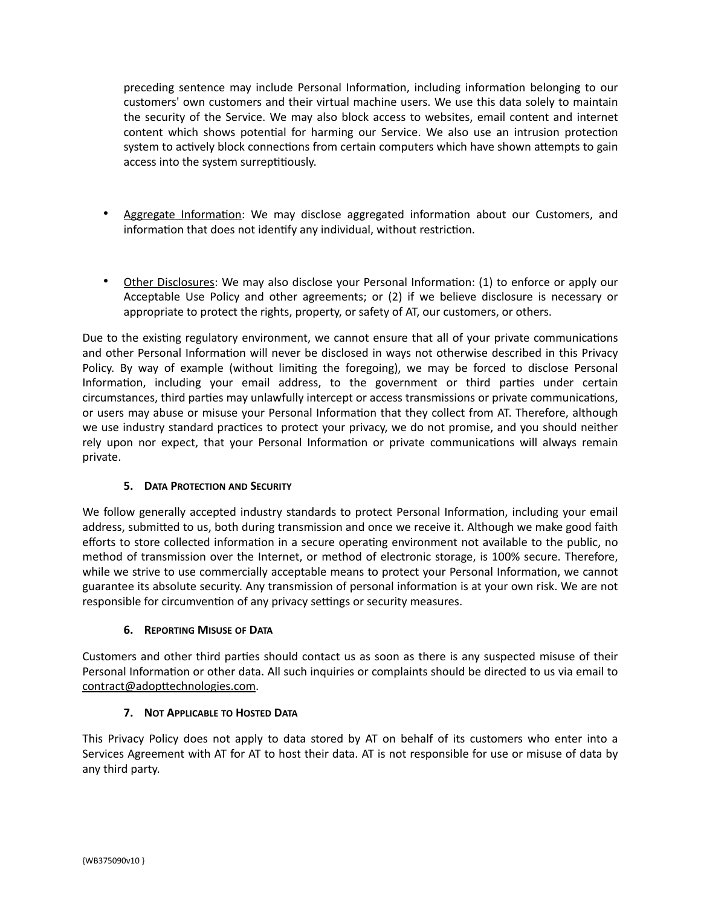preceding sentence may include Personal Information, including information belonging to our customers' own customers and their virtual machine users. We use this data solely to maintain the security of the Service. We may also block access to websites, email content and internet content which shows potential for harming our Service. We also use an intrusion protection system to actively block connections from certain computers which have shown attempts to gain access into the system surreptitiously.

- Aggregate Information: We may disclose aggregated information about our Customers, and information that does not identify any individual, without restriction.

- Other Disclosures: We may also disclose your Personal Information: (1) to enforce or apply our Acceptable Use Policy and other agreements; or (2) if we believe disclosure is necessary or appropriate to protect the rights, property, or safety of AT, our customers, or others.

Due to the existing regulatory environment, we cannot ensure that all of your private communications and other Personal Information will never be disclosed in ways not otherwise described in this Privacy Policy. By way of example (without limiting the foregoing), we may be forced to disclose Personal Information, including your email address, to the government or third parties under certain circumstances, third parties may unlawfully intercept or access transmissions or private communications, or users may abuse or misuse your Personal Information that they collect from AT. Therefore, although we use industry standard practices to protect your privacy, we do not promise, and you should neither rely upon nor expect, that your Personal Information or private communications will always remain private.

### 5. Data Protection and Security

We follow generally accepted industry standards to protect Personal Information, including your email address, submitted to us, both during transmission and once we receive it. Although we make good faith efforts to store collected information in a secure operating environment not available to the public, no method of transmission over the Internet, or method of electronic storage, is 100% secure. Therefore, while we strive to use commercially acceptable means to protect your Personal Information, we cannot guarantee its absolute security. Any transmission of personal information is at your own risk. We are not responsible for circumvention of any privacy settings or security measures.

### 6. Reporting Misuse of Data

Customers and other third parties should contact us as soon as there is any suspected misuse of their Personal Information or other data. All such inquiries or complaints should be directed to us via email to contract@adopttechnologies.com.

### 7. Not Applicable to Hosted Data

This Privacy Policy does not apply to data stored by AT on behalf of its customers who enter into a Services Agreement with AT for AT to host their data. AT is not responsible for use or misuse of data by any third party.

{WB375090v10 }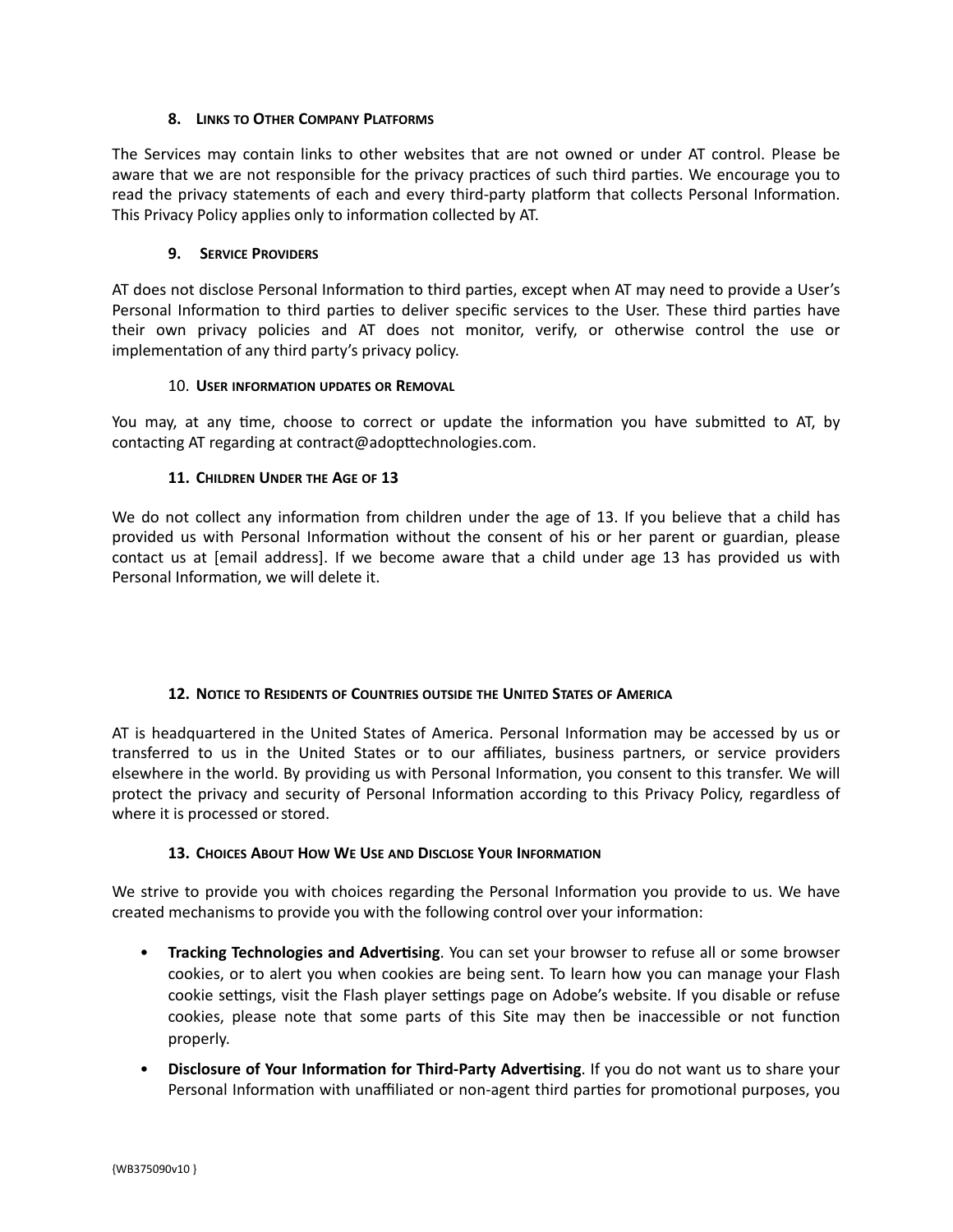## 8. Links to Other Company Platforms

The Services may contain links to other websites that are not owned or under AT control. Please be aware that we are not responsible for the privacy practices of such third parties. We encourage you to read the privacy statements of each and every third-party platform that collects Personal Information. This Privacy Policy applies only to information collected by AT.

## 9. Service Providers

AT does not disclose Personal Information to third parties, except when AT may need to provide a User's Personal Information to third parties to deliver specific services to the User. These third parties have their own privacy policies and AT does not monitor, verify, or otherwise control the use or implementation of any third party's privacy policy.

## 10. User information updates or Removal

You may, at any time, choose to correct or update the information you have submitted to AT, by contacting AT regarding at contract@adopttechnologies.com.

## 11. Children Under the Age of 13

We do not collect any information from children under the age of 13. If you believe that a child has provided us with Personal Information without the consent of his or her parent or guardian, please contact us at [email address]. If we become aware that a child under age 13 has provided us with Personal Information, we will delete it.

## 12. Notice to Residents of Countries outside the United States of America

AT is headquartered in the United States of America. Personal Information may be accessed by us or transferred to us in the United States or to our affiliates, business partners, or service providers elsewhere in the world. By providing us with Personal Information, you consent to this transfer. We will protect the privacy and security of Personal Information according to this Privacy Policy, regardless of where it is processed or stored.

## 13. Choices About How We Use and Disclose Your Information

We strive to provide you with choices regarding the Personal Information you provide to us. We have created mechanisms to provide you with the following control over your information:

- **Tracking Technologies and Advertising**. You can set your browser to refuse all or some browser cookies, or to alert you when cookies are being sent. To learn how you can manage your Flash cookie settings, visit the Flash player settings page on Adobe's website. If you disable or refuse cookies, please note that some parts of this Site may then be inaccessible or not function properly.
- **Disclosure of Your Information for Third-Party Advertising**. If you do not want us to share your Personal Information with unaffiliated or non-agent third parties for promotional purposes, you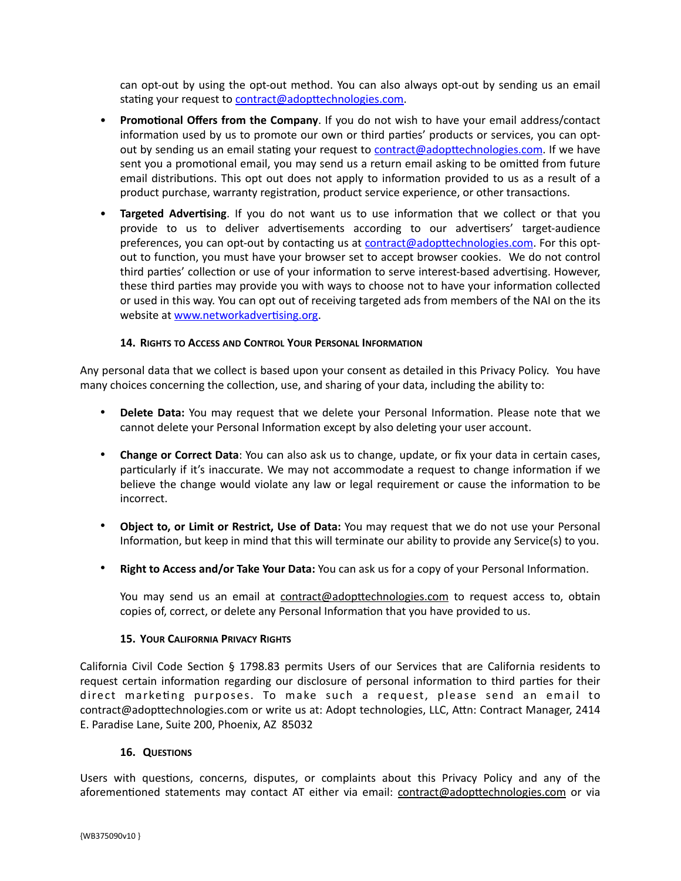can opt-out by using the opt-out method. You can also always opt-out by sending us an email stating your request to contract@adopttechnologies.com.

- **Promotional Offers from the Company**. If you do not wish to have your email address/contact information used by us to promote our own or third parties' products or services, you can opt-out by sending us an email stating your request to contract@adopttechnologies.com. If we have sent you a promotional email, you may send us a return email asking to be omitted from future email distributions. This opt out does not apply to information provided to us as a result of a product purchase, warranty registration, product service experience, or other transactions.
- **Targeted Advertising**. If you do not want us to use information that we collect or that you provide to us to deliver advertisements according to our advertisers' target-audience preferences, you can opt-out by contacting us at contract@adopttechnologies.com. For this opt-out to function, you must have your browser set to accept browser cookies. We do not control third parties' collection or use of your information to serve interest-based advertising. However, these third parties may provide you with ways to choose not to have your information collected or used in this way. You can opt out of receiving targeted ads from members of the NAI on the its website at www.networkadvertising.org.

### 14. Rights to Access and Control Your Personal Information

Any personal data that we collect is based upon your consent as detailed in this Privacy Policy. You have many choices concerning the collection, use, and sharing of your data, including the ability to:

- **Delete Data:** You may request that we delete your Personal Information. Please note that we cannot delete your Personal Information except by also deleting your user account.
- **Change or Correct Data**: You can also ask us to change, update, or fix your data in certain cases, particularly if it's inaccurate. We may not accommodate a request to change information if we believe the change would violate any law or legal requirement or cause the information to be incorrect.
- **Object to, or Limit or Restrict, Use of Data:** You may request that we do not use your Personal Information, but keep in mind that this will terminate our ability to provide any Service(s) to you.
- **Right to Access and/or Take Your Data:** You can ask us for a copy of your Personal Information.

  You may send us an email at contract@adopttechnologies.com to request access to, obtain copies of, correct, or delete any Personal Information that you have provided to us.

### 15. Your California Privacy Rights

California Civil Code Section § 1798.83 permits Users of our Services that are California residents to request certain information regarding our disclosure of personal information to third parties for their direct marketing purposes. To make such a request, please send an email to contract@adopttechnologies.com or write us at: Adopt technologies, LLC, Attn: Contract Manager, 2414 E. Paradise Lane, Suite 200, Phoenix, AZ 85032

### 16. Questions

Users with questions, concerns, disputes, or complaints about this Privacy Policy and any of the aforementioned statements may contact AT either via email: contract@adopttechnologies.com or via

{WB375090v10 }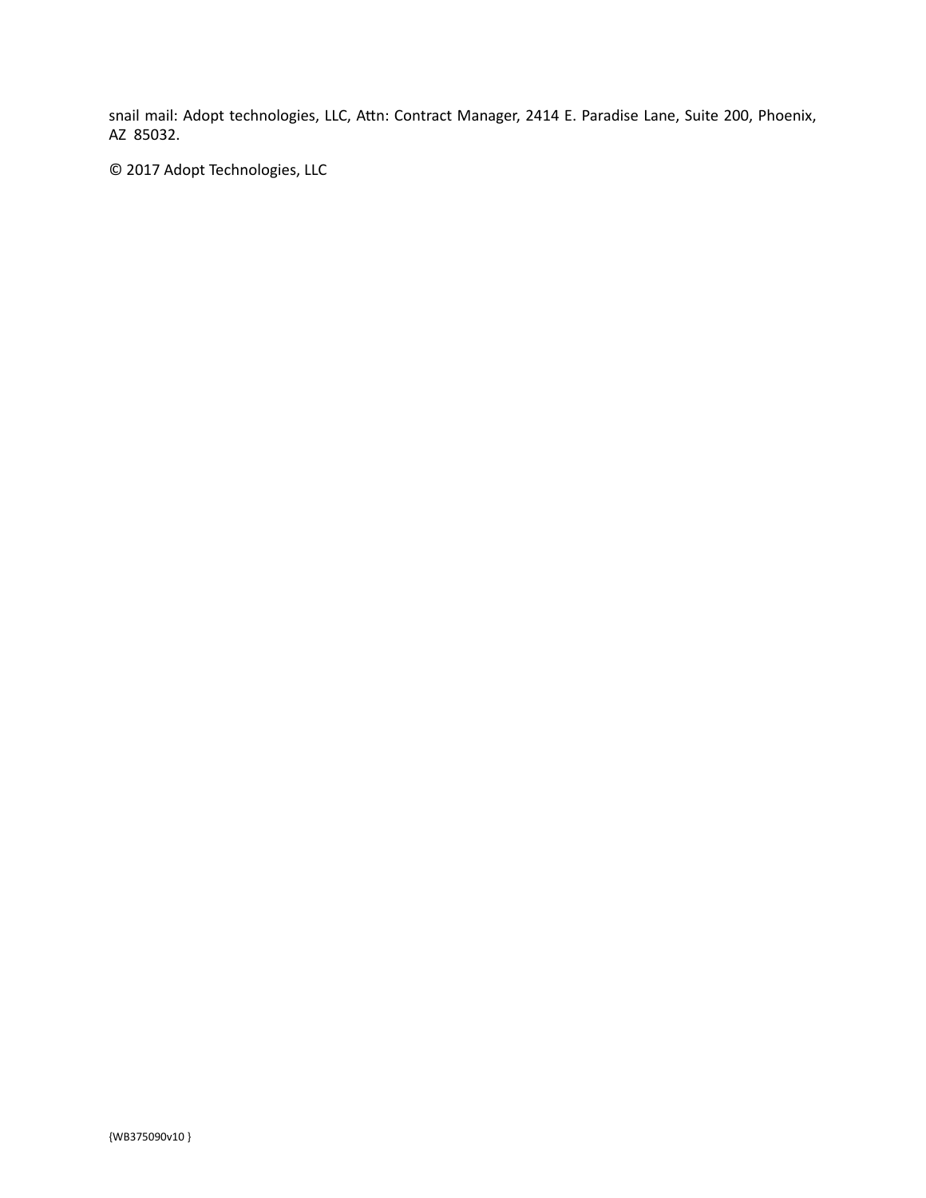snail mail: Adopt technologies, LLC, Attn: Contract Manager, 2414 E. Paradise Lane, Suite 200, Phoenix, AZ 85032.

© 2017 Adopt Technologies, LLC

{WB375090v10 }